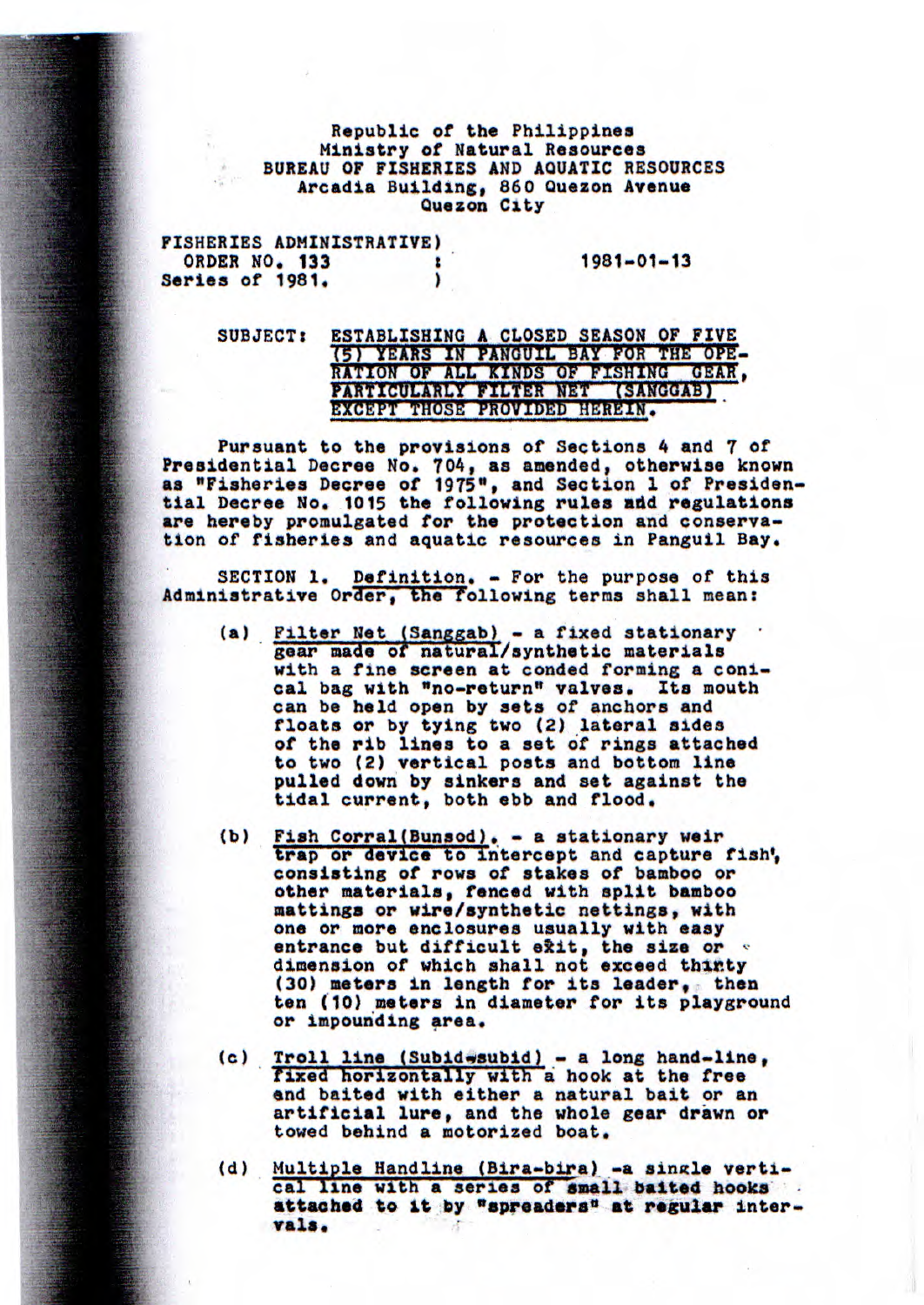Republic of the Philippines
Ministry of Natural Resources
BUREAU OF FISHERIES AND AQUATIC RESOURCES
Arcadia Building, 860 Quezon Avenue
Quezon City

FISHERIES ADMINISTRATIVE)
ORDER NO. 133 :
Series of 1981. )

1981-01-13

SUBJECT: ESTABLISHING A CLOSED SEASON OF FIVE (5) YEARS IN PANGUIL BAY FOR THE OPERATION OF ALL KINDS OF FISHING GEAR, PARTICULARLY FILTER NET (SANGGAB) EXCEPT THOSE PROVIDED HEREIN.

Pursuant to the provisions of Sections 4 and 7 of Presidential Decree No. 704, as amended, otherwise known as "Fisheries Decree of 1975", and Section 1 of Presidential Decree No. 1015 the following rules and regulations are hereby promulgated for the protection and conservation of fisheries and aquatic resources in Panguil Bay.

SECTION 1. Definition. - For the purpose of this Administrative Order, the following terms shall mean:

(a) Filter Net (Sanggab) - a fixed stationary gear made of natural/synthetic materials with a fine screen at conded forming a conical bag with "no-return" valves. Its mouth can be held open by sets of anchors and floats or by tying two (2) lateral sides of the rib lines to a set of rings attached to two (2) vertical posts and bottom line pulled down by sinkers and set against the tidal current, both ebb and flood.

(b) Fish Corral(Bunsod). - a stationary weir trap or device to intercept and capture fish', consisting of rows of stakes of bamboo or other materials, fenced with split bamboo mattings or wire/synthetic nettings, with one or more enclosures usually with easy entrance but difficult exit, the size or dimension of which shall not exceed thirty (30) meters in length for its leader, then ten (10) meters in diameter for its playground or impounding area.

(c) Troll line (Subid-subid) - a long hand-line, fixed horizontally with a hook at the free end and baited with either a natural bait or an artificial lure, and the whole gear drawn or towed behind a motorized boat.

(d) Multiple Handline (Bira-bira) -a single vertical line with a series of small baited hooks attached to it by "spreaders" at regular intervals.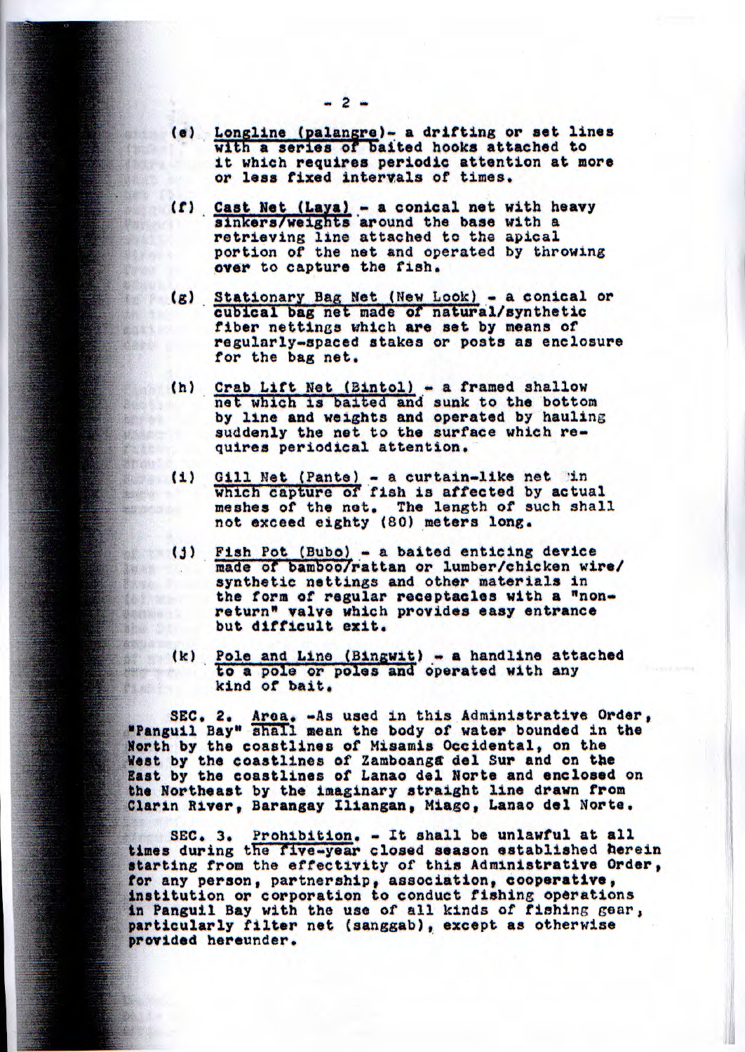(e) Longline (palangre)- a drifting or set lines with a series of baited hooks attached to it which requires periodic attention at more or less fixed intervals of times.

(f) Cast Net (Laya) - a conical net with heavy sinkers/weights around the base with a retrieving line attached to the apical portion of the net and operated by throwing over to capture the fish.

(g) Stationary Bag Net (New Look) - a conical or cubical bag net made of natural/synthetic fiber nettings which are set by means of regularly-spaced stakes or posts as enclosure for the bag net.

(h) Crab Lift Net (Bintol) - a framed shallow net which is baited and sunk to the bottom by line and weights and operated by hauling suddenly the net to the surface which requires periodical attention.

(i) Gill Net (Pante) - a curtain-like net in which capture of fish is affected by actual meshes of the net. The length of such shall not exceed eighty (80) meters long.

(j) Fish Pot (Bubo) - a baited enticing device made of bamboo/rattan or lumber/chicken wire/ synthetic nettings and other materials in the form of regular receptacles with a "non-return" valve which provides easy entrance but difficult exit.

(k) Pole and Line (Bingwit) - a handline attached to a pole or poles and operated with any kind of bait.

SEC. 2. Area. -As used in this Administrative Order, "Panguil Bay" shall mean the body of water bounded in the North by the coastlines of Misamis Occidental, on the West by the coastlines of Zamboanga del Sur and on the East by the coastlines of Lanao del Norte and enclosed on the Northeast by the imaginary straight line drawn from Clarin River, Barangay Iliangan, Miago, Lanao del Norte.

SEC. 3. Prohibition. - It shall be unlawful at all times during the five-year closed season established herein starting from the effectivity of this Administrative Order, for any person, partnership, association, cooperative, institution or corporation to conduct fishing operations in Panguil Bay with the use of all kinds of fishing gear, particularly filter net (sanggab), except as otherwise provided hereunder.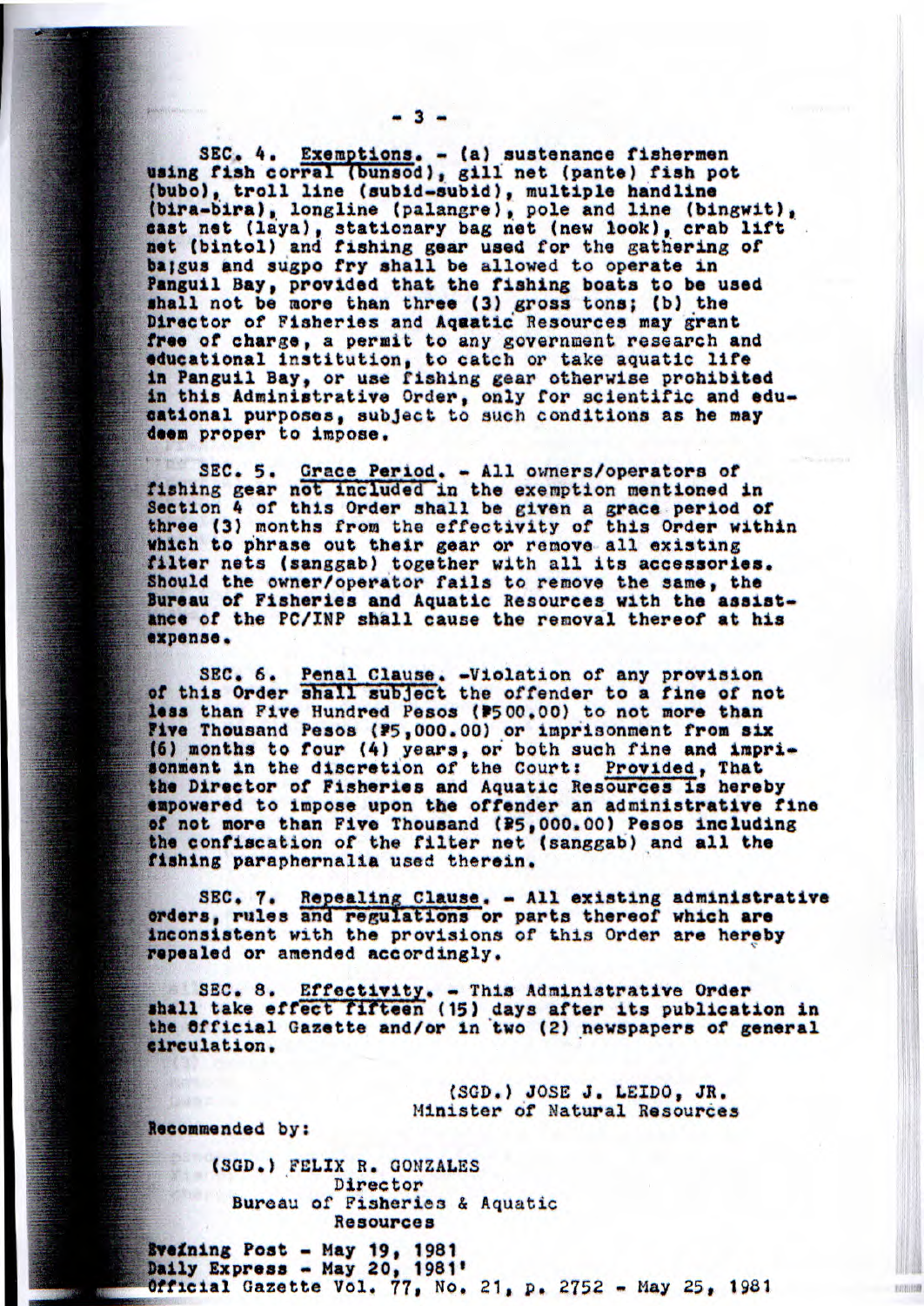SEC. 4. <u>Exemptions</u>. - (a) sustenance fishermen using fish corral (bunsod), gill net (pante) fish pot (bubo), troll line (subid-subid), multiple handline (bira-bira), longline (palangre), pole and line (bingwit), cast net (laya), stationary bag net (new look), crab lift net (bintol) and fishing gear used for the gathering of bajgus and sugpo fry shall be allowed to operate in Panguil Bay, provided that the fishing boats to be used shall not be more than three (3) gross tons; (b) the Director of Fisheries and Aqsatic Resources may grant free of charge, a permit to any government research and educational institution, to catch or take aquatic life in Panguil Bay, or use fishing gear otherwise prohibited in this Administrative Order, only for scientific and educational purposes, subject to such conditions as he may deem proper to impose.

SEC. 5. <u>Grace Period</u>. - All owners/operators of fishing gear <u>not included</u> in the exemption mentioned in Section 4 of this Order shall be given a grace period of three (3) months from the effectivity of this Order within which to phrase out their gear or remove all existing filter nets (sanggab) together with all its accessories. Should the owner/operator fails to remove the same, the Bureau of Fisheries and Aquatic Resources with the assistance of the PC/INP shall cause the removal thereof at his expense.

SEC. 6. <u>Penal Clause</u>. -Violation of any provision of this Order <u>shall subject</u> the offender to a fine of not less than Five Hundred Pesos (₱500.00) to not more than Five Thousand Pesos (₱5,000.00) or imprisonment from six (6) months to four (4) years, or both such fine and imprisonment in the discretion of the Court: <u>Provided</u>, That the Director of Fisheries and <u>Aquatic Resources is</u> hereby empowered to impose upon the offender an administrative fine of not more than Five Thousand (₱5,000.00) Pesos including the confiscation of the filter net (sanggab) and all the fishing paraphernalia used therein.

SEC. 7. <u>Repealing Clause</u>. - All existing administrative orders, rules <u>and regulations</u> or parts thereof which are inconsistent with the provisions of this Order are hereby repealed or amended accordingly.

SEC. 8. <u>Effectivity</u>. - This Administrative Order shall take <u>effect fifteen</u> (15) days after its publication in the Official Gazette and/or in two (2) newspapers of general circulation.

(SGD.) JOSE J. LEIDO, JR.
Minister of Natural Resources

Recommended by:

(SGD.) FELIX R. GONZALES
Director
Bureau of Fisheries & Aquatic Resources

Evening Post - May 19, 1981
Daily Express - May 20, 1981'
Official Gazette Vol. 77, No. 21, p. 2752 - May 25, 1981